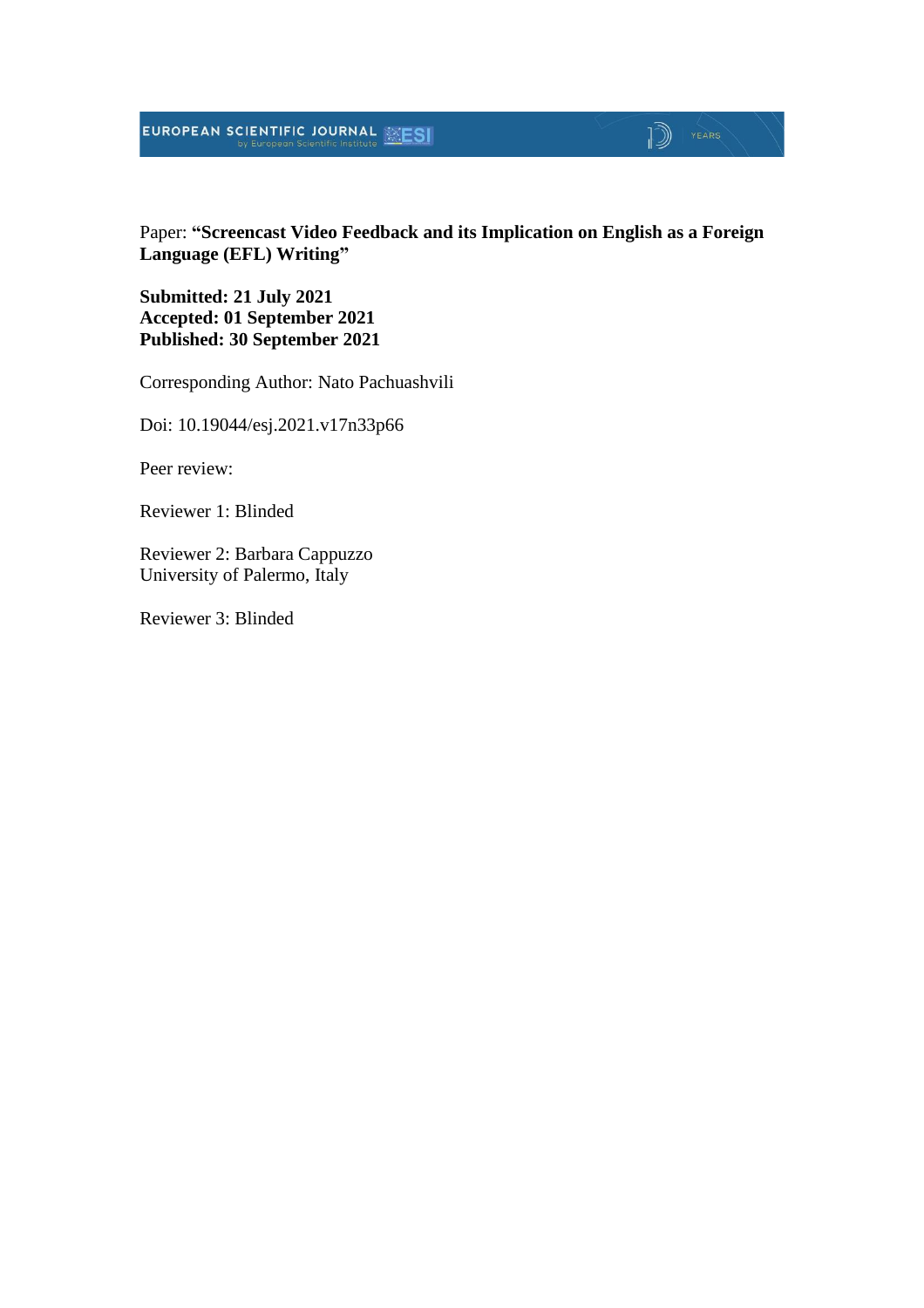Paper: **"Screencast Video Feedback and its Implication on English as a Foreign Language (EFL) Writing"**

**Submitted: 21 July 2021**
**Accepted: 01 September 2021**
**Published: 30 September 2021**

Corresponding Author: Nato Pachuashvili

Doi: 10.19044/esj.2021.v17n33p66

Peer review:

Reviewer 1: Blinded

Reviewer 2: Barbara Cappuzzo
University of Palermo, Italy

Reviewer 3: Blinded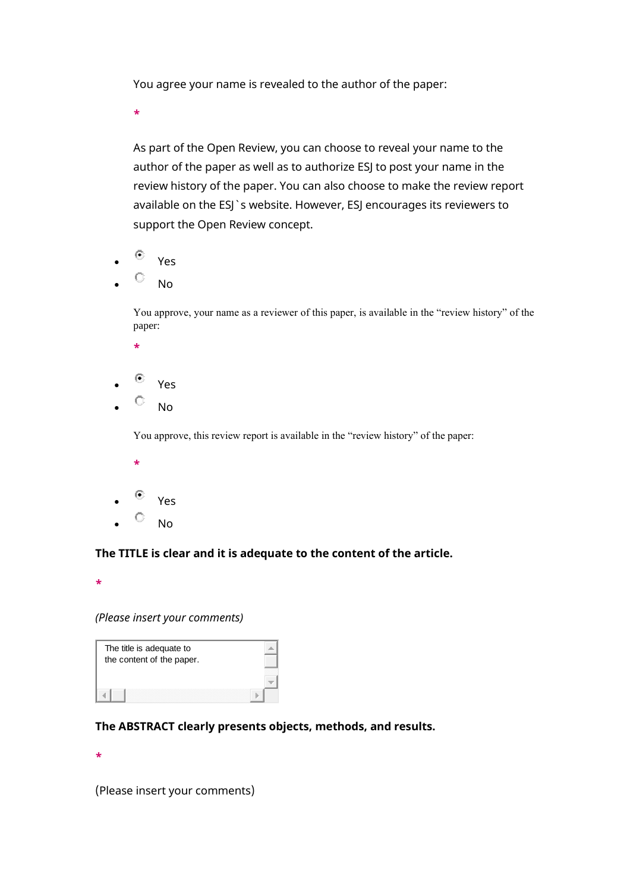You agree your name is revealed to the author of the paper:

*

As part of the Open Review, you can choose to reveal your name to the author of the paper as well as to authorize ESJ to post your name in the review history of the paper. You can also choose to make the review report available on the ESJ`s website. However, ESJ encourages its reviewers to support the Open Review concept.

- (x) Yes
- ( ) No

You approve, your name as a reviewer of this paper, is available in the "review history" of the paper:

*

- (x) Yes
- ( ) No

You approve, this review report is available in the "review history" of the paper:

*

- (x) Yes
- ( ) No

**The TITLE is clear and it is adequate to the content of the article.**

*

*(Please insert your comments)*

The title is adequate to the content of the paper.

**The ABSTRACT clearly presents objects, methods, and results.**

*

(Please insert your comments)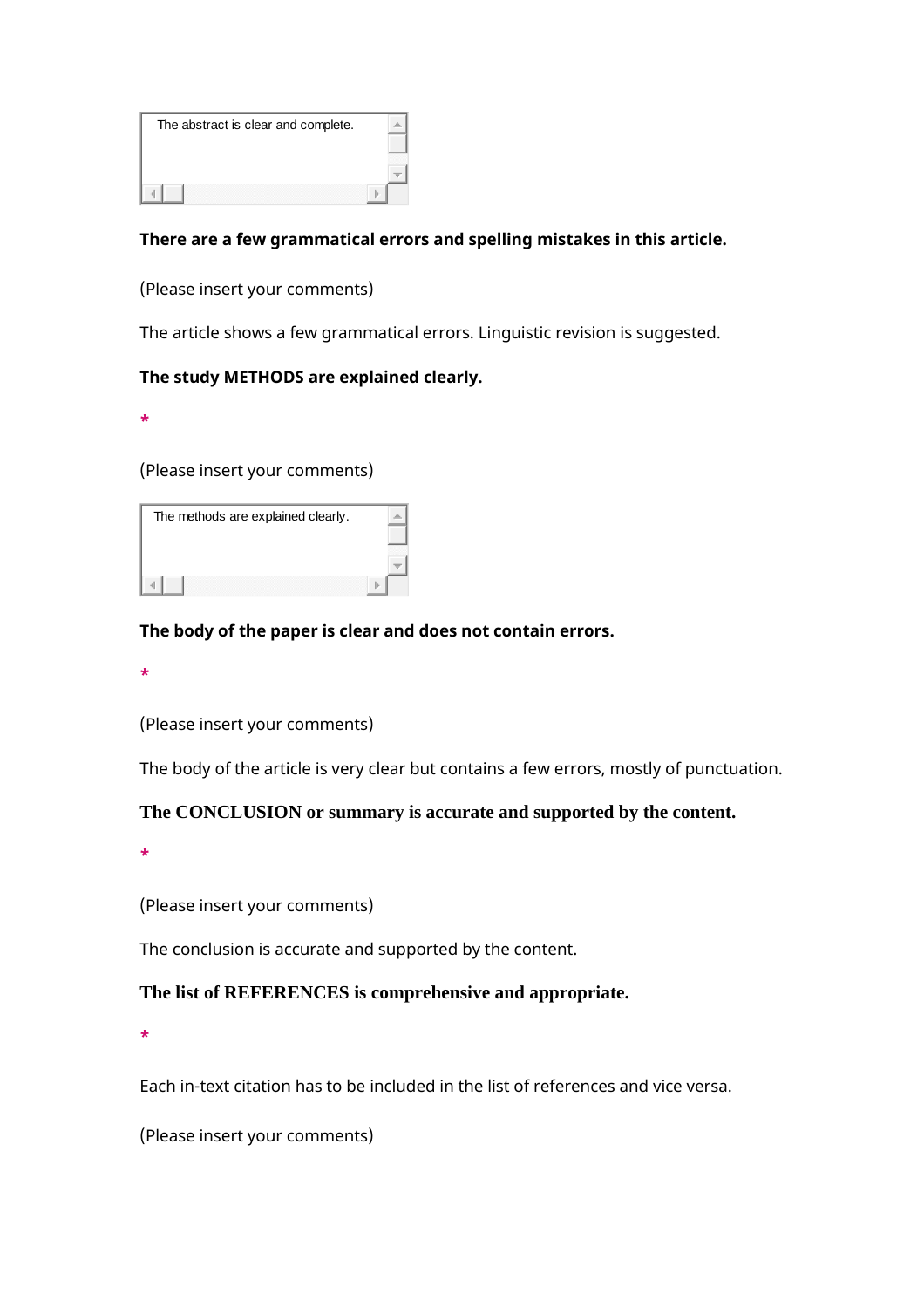The abstract is clear and complete.

**There are a few grammatical errors and spelling mistakes in this article.**

(Please insert your comments)

The article shows a few grammatical errors. Linguistic revision is suggested.

**The study METHODS are explained clearly.**

*

(Please insert your comments)

The methods are explained clearly.

**The body of the paper is clear and does not contain errors.**

*

(Please insert your comments)

The body of the article is very clear but contains a few errors, mostly of punctuation.

**The CONCLUSION or summary is accurate and supported by the content.**

*

(Please insert your comments)

The conclusion is accurate and supported by the content.

**The list of REFERENCES is comprehensive and appropriate.**

*

Each in-text citation has to be included in the list of references and vice versa.

(Please insert your comments)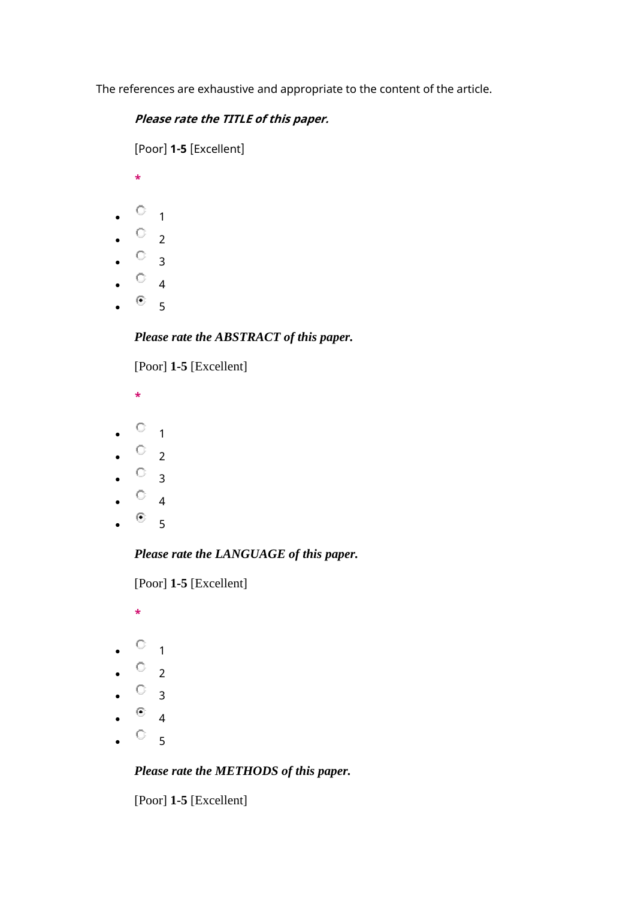The references are exhaustive and appropriate to the content of the article.

***Please rate the TITLE of this paper.***

[Poor] **1-5** [Excellent]

*

- ○ 1
- ○ 2
- ○ 3
- ○ 4
- ◉ 5

***Please rate the ABSTRACT of this paper.***

[Poor] **1-5** [Excellent]

*

- ○ 1
- ○ 2
- ○ 3
- ○ 4
- ◉ 5

***Please rate the LANGUAGE of this paper.***

[Poor] **1-5** [Excellent]

*

- ○ 1
- ○ 2
- ○ 3
- ◉ 4
- ○ 5

***Please rate the METHODS of this paper.***

[Poor] **1-5** [Excellent]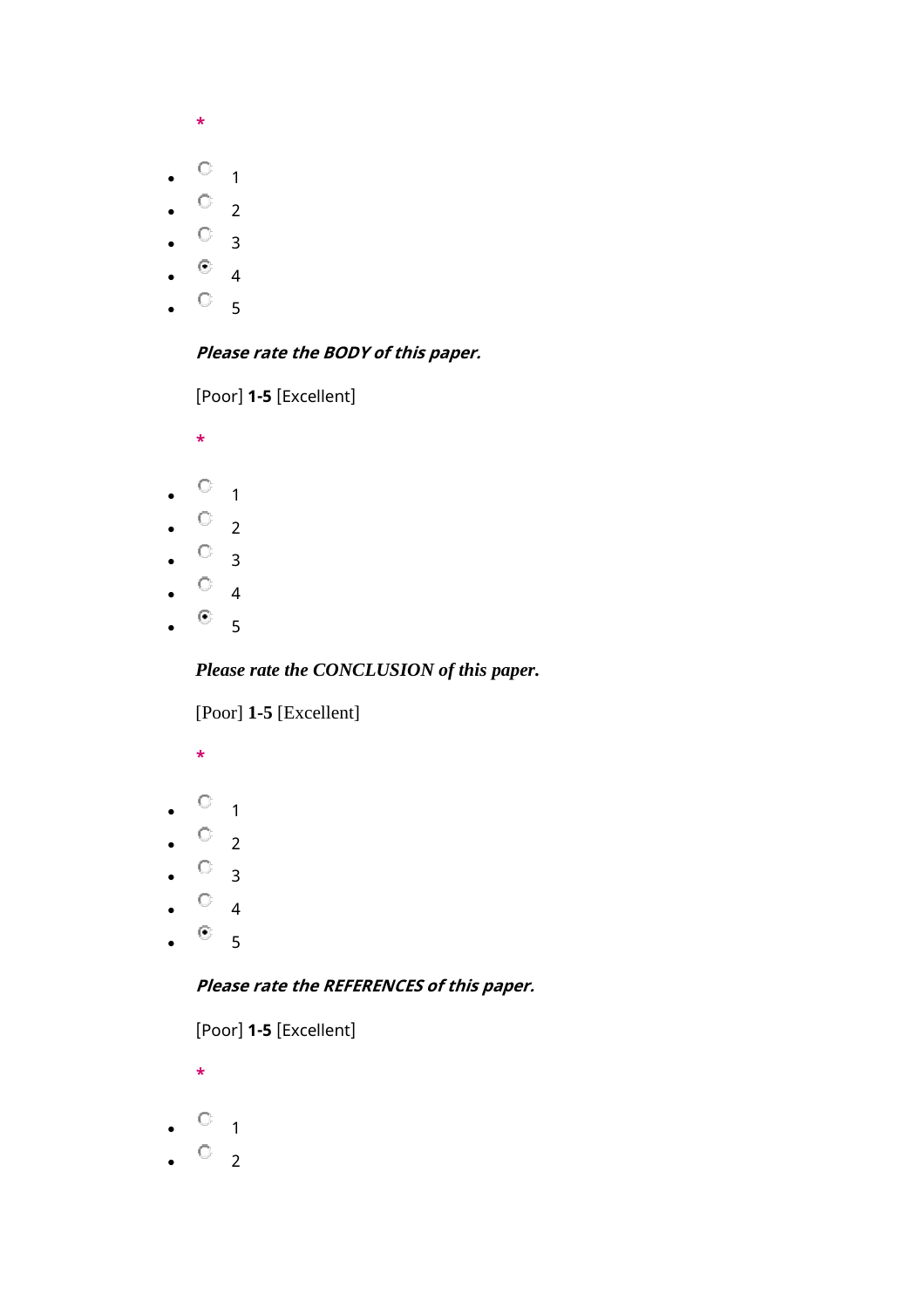*

- ○ 1
- ○ 2
- ○ 3
- ◉ 4
- ○ 5

***Please rate the BODY of this paper.***

[Poor] **1-5** [Excellent]

*

- ○ 1
- ○ 2
- ○ 3
- ○ 4
- ◉ 5

***Please rate the CONCLUSION of this paper.***

[Poor] **1-5** [Excellent]

*

- ○ 1
- ○ 2
- ○ 3
- ○ 4
- ◉ 5

***Please rate the REFERENCES of this paper.***

[Poor] **1-5** [Excellent]

*

- ○ 1
- ○ 2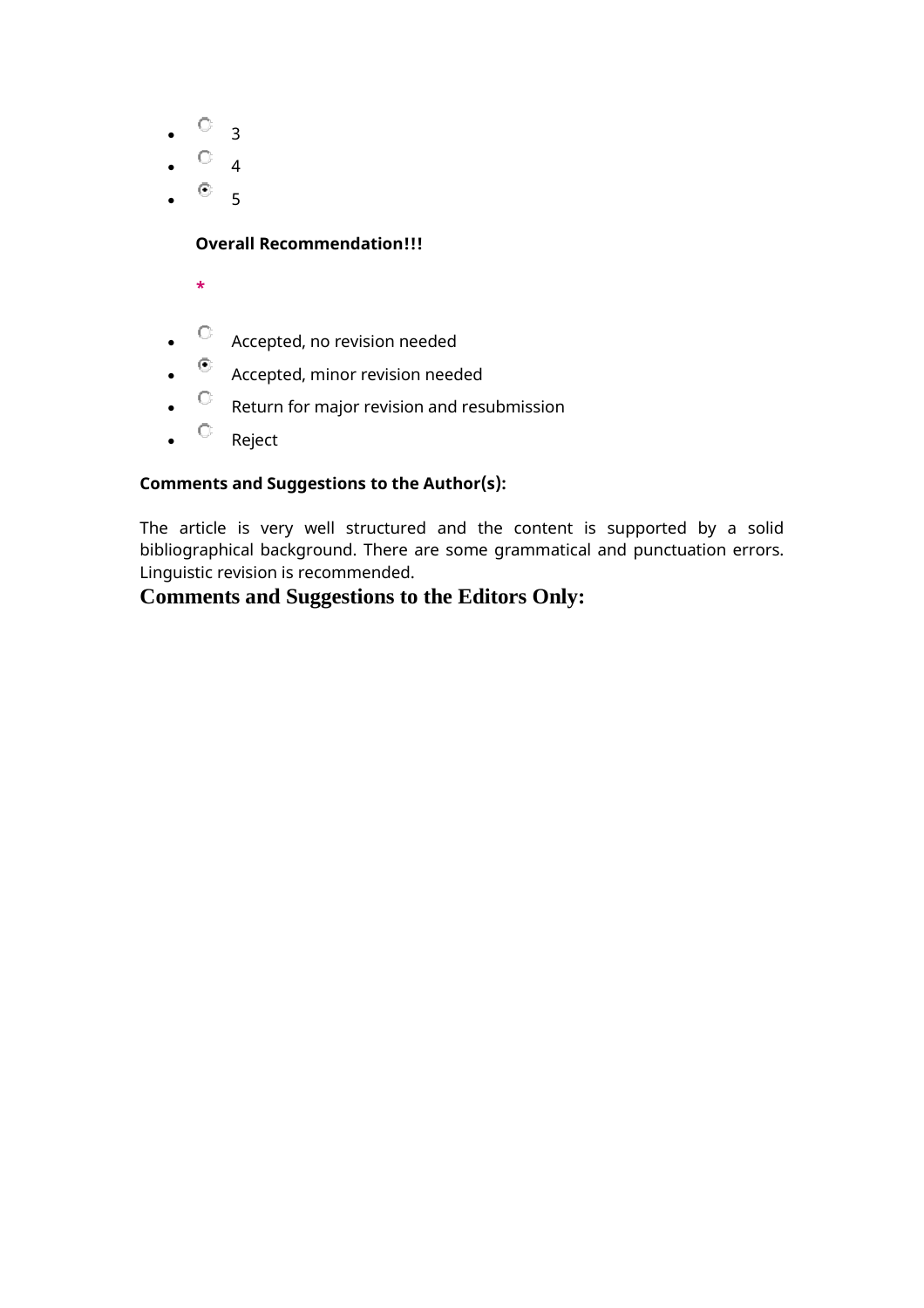- 3
- 4
- 5

**Overall Recommendation!!!**

*

- Accepted, no revision needed
- Accepted, minor revision needed
- Return for major revision and resubmission
- Reject

**Comments and Suggestions to the Author(s):**

The article is very well structured and the content is supported by a solid bibliographical background. There are some grammatical and punctuation errors. Linguistic revision is recommended.

**Comments and Suggestions to the Editors Only:**